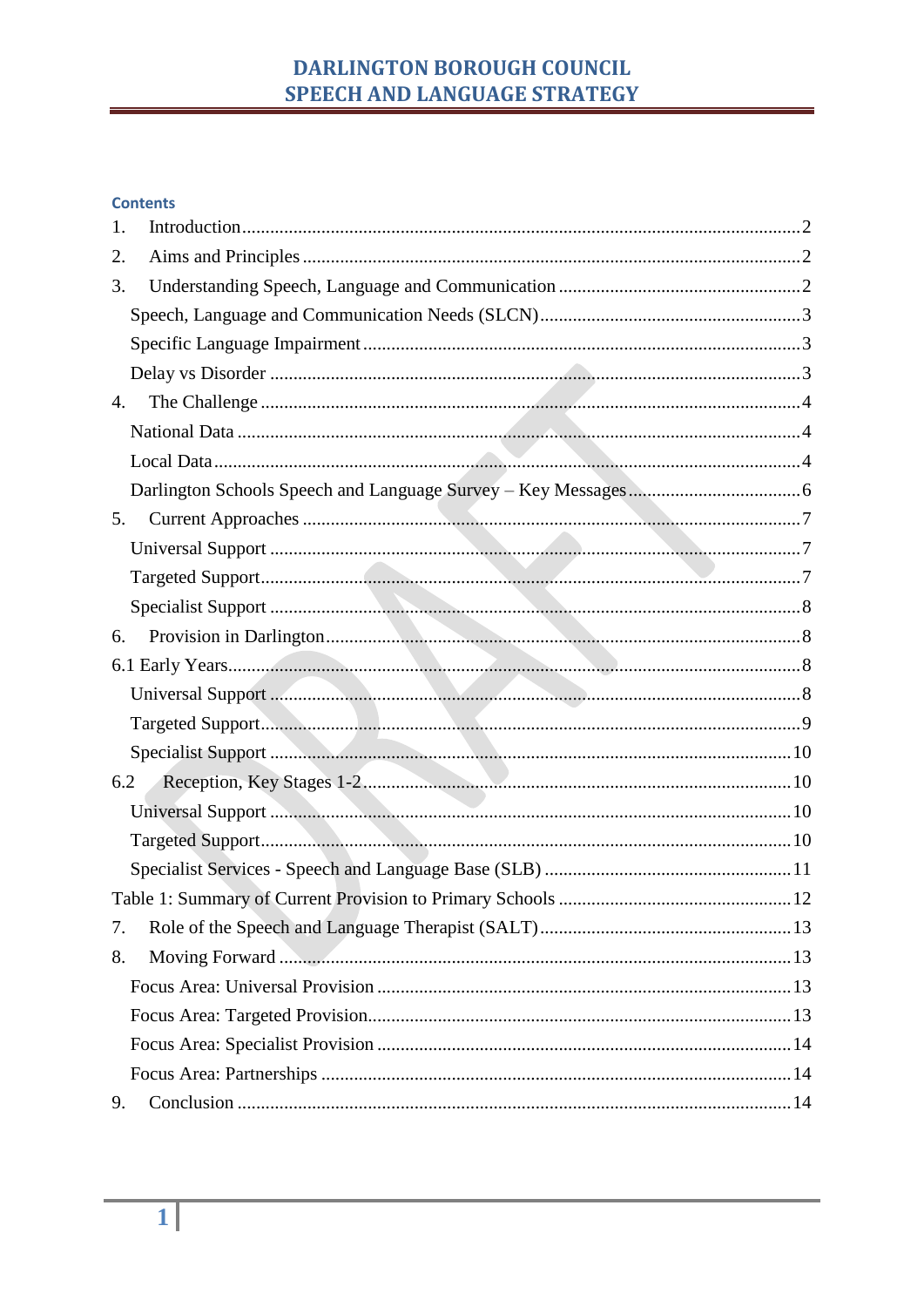# DARLINGTON BOROUGH COUNCIL
# SPEECH AND LANGUAGE STRATEGY

## Contents

1. Introduction ........ 2
2. Aims and Principles ........ 2
3. Understanding Speech, Language and Communication ........ 2
   - Speech, Language and Communication Needs (SLCN) ........ 3
   - Specific Language Impairment ........ 3
   - Delay vs Disorder ........ 3
4. The Challenge ........ 4
   - National Data ........ 4
   - Local Data ........ 4
   - Darlington Schools Speech and Language Survey – Key Messages ........ 6
5. Current Approaches ........ 7
   - Universal Support ........ 7
   - Targeted Support ........ 7
   - Specialist Support ........ 8
6. Provision in Darlington ........ 8

6.1 Early Years ........ 8
   - Universal Support ........ 8
   - Targeted Support ........ 9
   - Specialist Support ........ 10

6.2 Reception, Key Stages 1-2 ........ 10
   - Universal Support ........ 10
   - Targeted Support ........ 10
   - Specialist Services - Speech and Language Base (SLB) ........ 11

Table 1: Summary of Current Provision to Primary Schools ........ 12

7. Role of the Speech and Language Therapist (SALT) ........ 13
8. Moving Forward ........ 13
   - Focus Area: Universal Provision ........ 13
   - Focus Area: Targeted Provision ........ 13
   - Focus Area: Specialist Provision ........ 14
   - Focus Area: Partnerships ........ 14
9. Conclusion ........ 14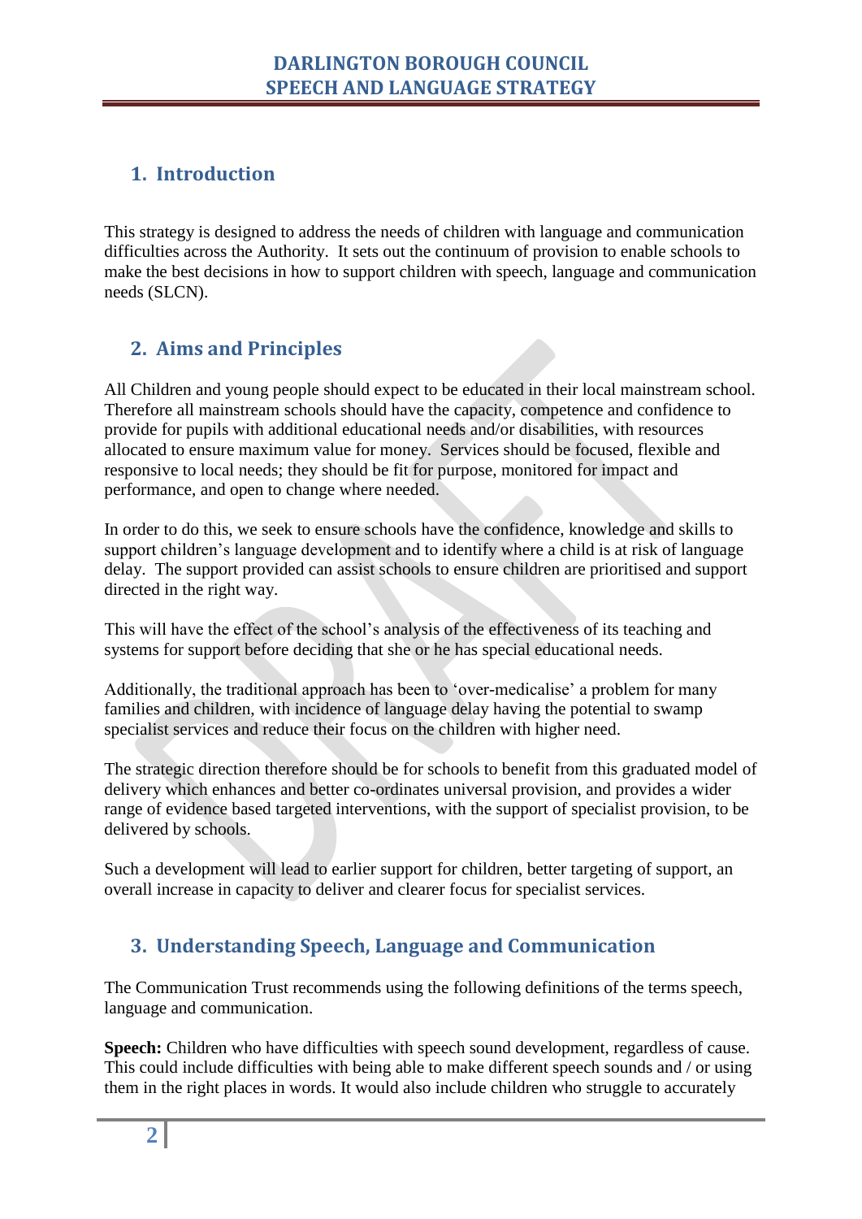## 1. Introduction

This strategy is designed to address the needs of children with language and communication difficulties across the Authority. It sets out the continuum of provision to enable schools to make the best decisions in how to support children with speech, language and communication needs (SLCN).

## 2. Aims and Principles

All Children and young people should expect to be educated in their local mainstream school. Therefore all mainstream schools should have the capacity, competence and confidence to provide for pupils with additional educational needs and/or disabilities, with resources allocated to ensure maximum value for money. Services should be focused, flexible and responsive to local needs; they should be fit for purpose, monitored for impact and performance, and open to change where needed.

In order to do this, we seek to ensure schools have the confidence, knowledge and skills to support children's language development and to identify where a child is at risk of language delay. The support provided can assist schools to ensure children are prioritised and support directed in the right way.

This will have the effect of the school's analysis of the effectiveness of its teaching and systems for support before deciding that she or he has special educational needs.

Additionally, the traditional approach has been to 'over-medicalise' a problem for many families and children, with incidence of language delay having the potential to swamp specialist services and reduce their focus on the children with higher need.

The strategic direction therefore should be for schools to benefit from this graduated model of delivery which enhances and better co-ordinates universal provision, and provides a wider range of evidence based targeted interventions, with the support of specialist provision, to be delivered by schools.

Such a development will lead to earlier support for children, better targeting of support, an overall increase in capacity to deliver and clearer focus for specialist services.

## 3. Understanding Speech, Language and Communication

The Communication Trust recommends using the following definitions of the terms speech, language and communication.

**Speech:** Children who have difficulties with speech sound development, regardless of cause. This could include difficulties with being able to make different speech sounds and / or using them in the right places in words. It would also include children who struggle to accurately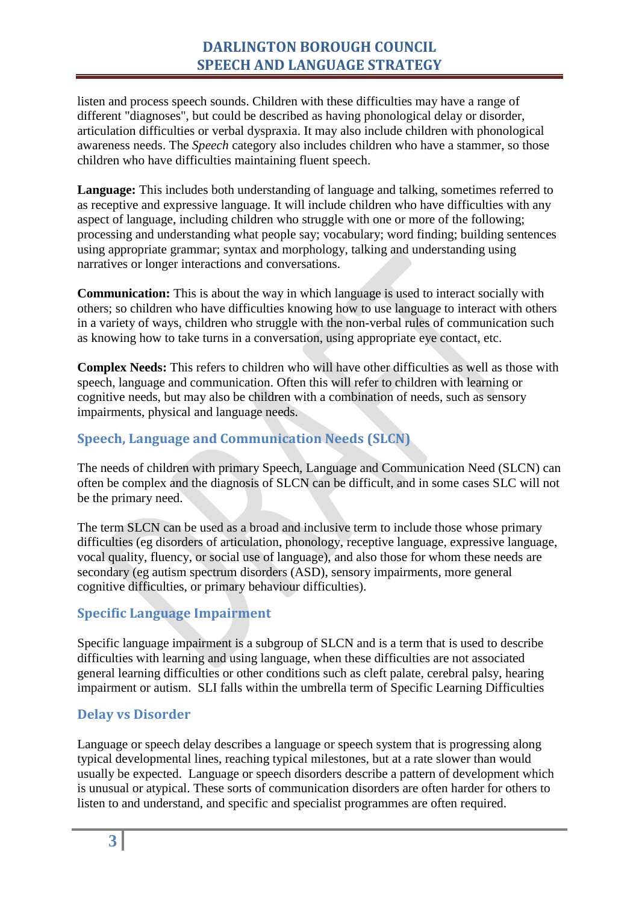listen and process speech sounds. Children with these difficulties may have a range of different "diagnoses", but could be described as having phonological delay or disorder, articulation difficulties or verbal dyspraxia. It may also include children with phonological awareness needs. The *Speech* category also includes children who have a stammer, so those children who have difficulties maintaining fluent speech.

**Language:** This includes both understanding of language and talking, sometimes referred to as receptive and expressive language. It will include children who have difficulties with any aspect of language, including children who struggle with one or more of the following; processing and understanding what people say; vocabulary; word finding; building sentences using appropriate grammar; syntax and morphology, talking and understanding using narratives or longer interactions and conversations.

**Communication:** This is about the way in which language is used to interact socially with others; so children who have difficulties knowing how to use language to interact with others in a variety of ways, children who struggle with the non-verbal rules of communication such as knowing how to take turns in a conversation, using appropriate eye contact, etc.

**Complex Needs:** This refers to children who will have other difficulties as well as those with speech, language and communication. Often this will refer to children with learning or cognitive needs, but may also be children with a combination of needs, such as sensory impairments, physical and language needs.

## Speech, Language and Communication Needs (SLCN)

The needs of children with primary Speech, Language and Communication Need (SLCN) can often be complex and the diagnosis of SLCN can be difficult, and in some cases SLC will not be the primary need.

The term SLCN can be used as a broad and inclusive term to include those whose primary difficulties (eg disorders of articulation, phonology, receptive language, expressive language, vocal quality, fluency, or social use of language), and also those for whom these needs are secondary (eg autism spectrum disorders (ASD), sensory impairments, more general cognitive difficulties, or primary behaviour difficulties).

## Specific Language Impairment

Specific language impairment is a subgroup of SLCN and is a term that is used to describe difficulties with learning and using language, when these difficulties are not associated general learning difficulties or other conditions such as cleft palate, cerebral palsy, hearing impairment or autism. SLI falls within the umbrella term of Specific Learning Difficulties

## Delay vs Disorder

Language or speech delay describes a language or speech system that is progressing along typical developmental lines, reaching typical milestones, but at a rate slower than would usually be expected. Language or speech disorders describe a pattern of development which is unusual or atypical. These sorts of communication disorders are often harder for others to listen to and understand, and specific and specialist programmes are often required.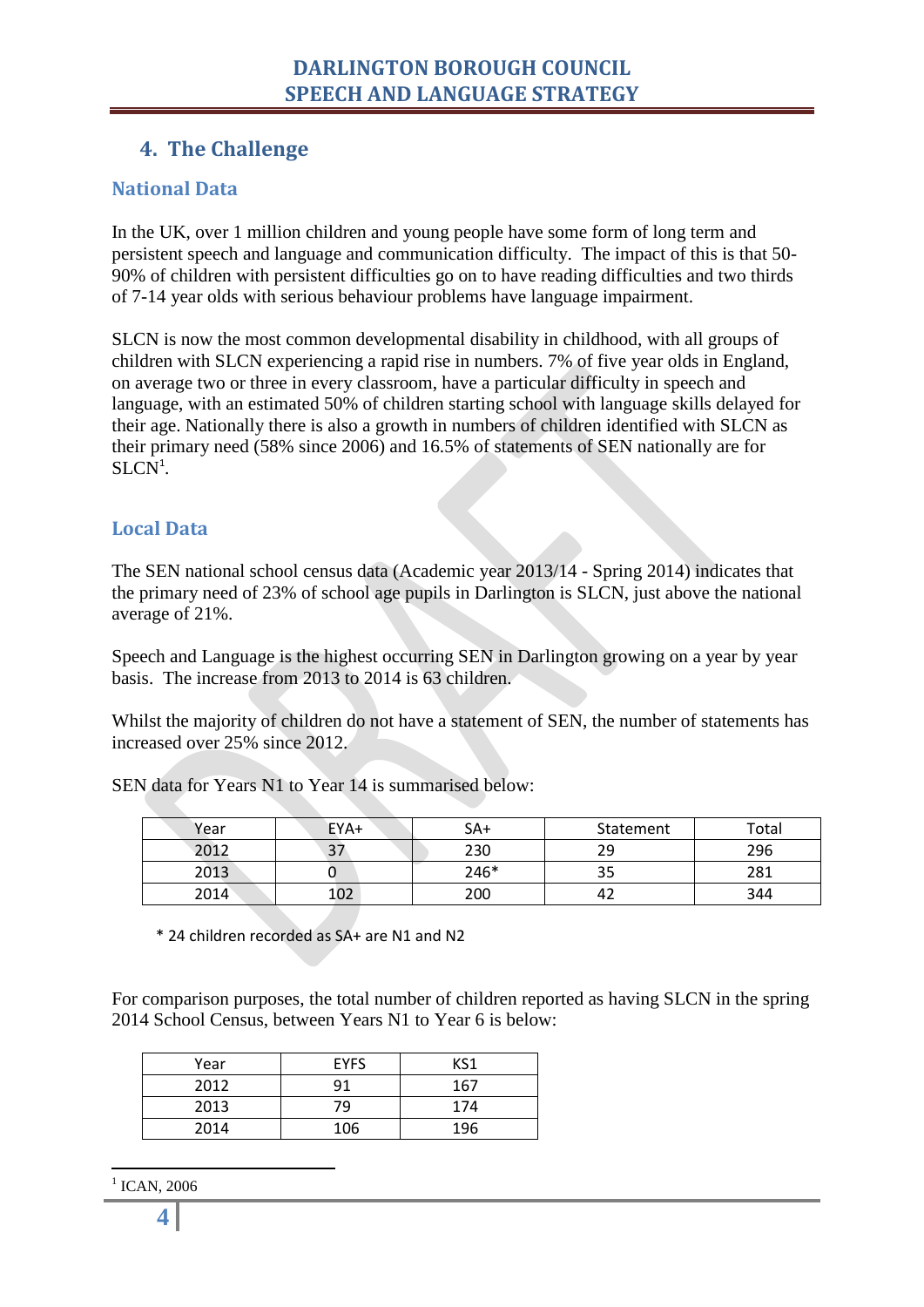## 4. The Challenge

### National Data

In the UK, over 1 million children and young people have some form of long term and persistent speech and language and communication difficulty. The impact of this is that 50-90% of children with persistent difficulties go on to have reading difficulties and two thirds of 7-14 year olds with serious behaviour problems have language impairment.

SLCN is now the most common developmental disability in childhood, with all groups of children with SLCN experiencing a rapid rise in numbers. 7% of five year olds in England, on average two or three in every classroom, have a particular difficulty in speech and language, with an estimated 50% of children starting school with language skills delayed for their age. Nationally there is also a growth in numbers of children identified with SLCN as their primary need (58% since 2006) and 16.5% of statements of SEN nationally are for SLCN[1].

### Local Data

The SEN national school census data (Academic year 2013/14 - Spring 2014) indicates that the primary need of 23% of school age pupils in Darlington is SLCN, just above the national average of 21%.

Speech and Language is the highest occurring SEN in Darlington growing on a year by year basis. The increase from 2013 to 2014 is 63 children.

Whilst the majority of children do not have a statement of SEN, the number of statements has increased over 25% since 2012.

SEN data for Years N1 to Year 14 is summarised below:

| Year | EYA+ | SA+ | Statement | Total |
|---|---|---|---|---|
| 2012 | 37 | 230 | 29 | 296 |
| 2013 | 0 | 246* | 35 | 281 |
| 2014 | 102 | 200 | 42 | 344 |

\* 24 children recorded as SA+ are N1 and N2

For comparison purposes, the total number of children reported as having SLCN in the spring 2014 School Census, between Years N1 to Year 6 is below:

| Year | EYFS | KS1 |
|---|---|---|
| 2012 | 91 | 167 |
| 2013 | 79 | 174 |
| 2014 | 106 | 196 |

[1] ICAN, 2006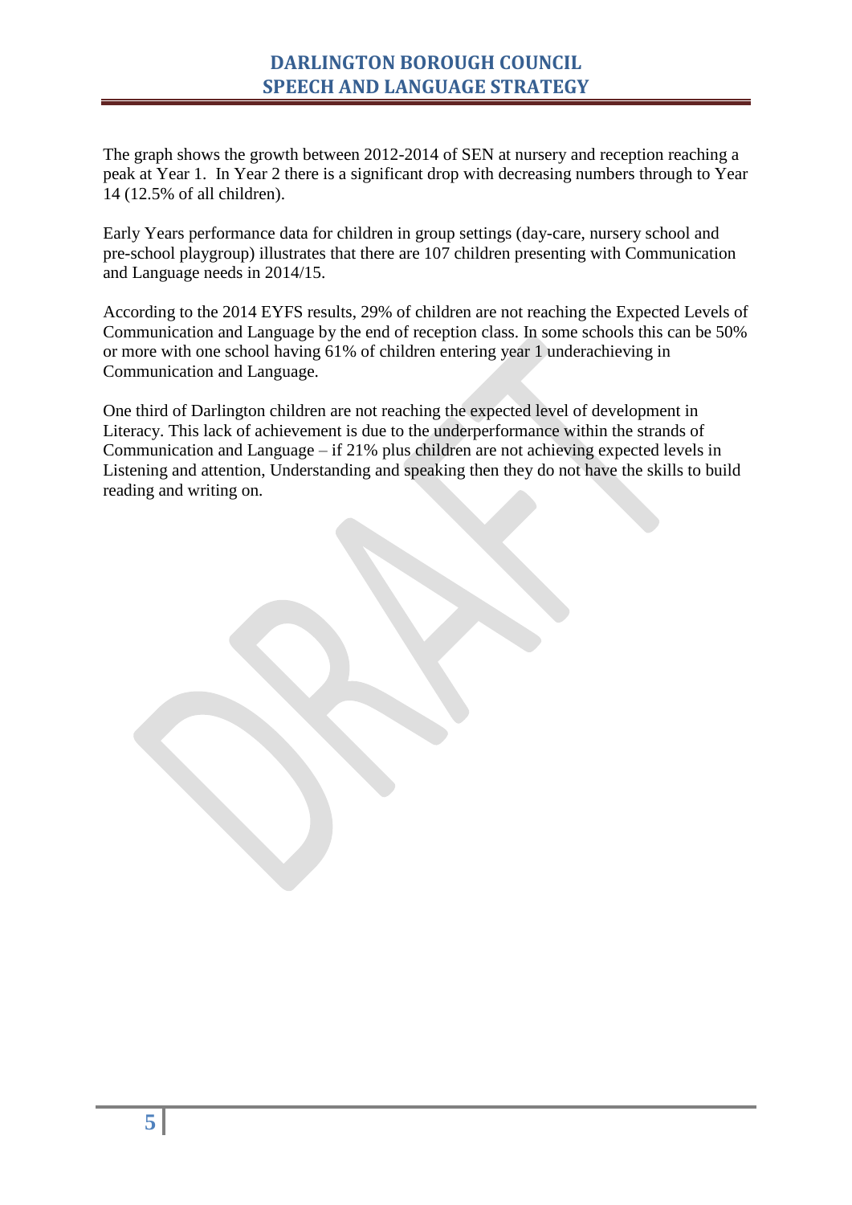The graph shows the growth between 2012-2014 of SEN at nursery and reception reaching a peak at Year 1. In Year 2 there is a significant drop with decreasing numbers through to Year 14 (12.5% of all children).

Early Years performance data for children in group settings (day-care, nursery school and pre-school playgroup) illustrates that there are 107 children presenting with Communication and Language needs in 2014/15.

According to the 2014 EYFS results, 29% of children are not reaching the Expected Levels of Communication and Language by the end of reception class. In some schools this can be 50% or more with one school having 61% of children entering year 1 underachieving in Communication and Language.

One third of Darlington children are not reaching the expected level of development in Literacy. This lack of achievement is due to the underperformance within the strands of Communication and Language – if 21% plus children are not achieving expected levels in Listening and attention, Understanding and speaking then they do not have the skills to build reading and writing on.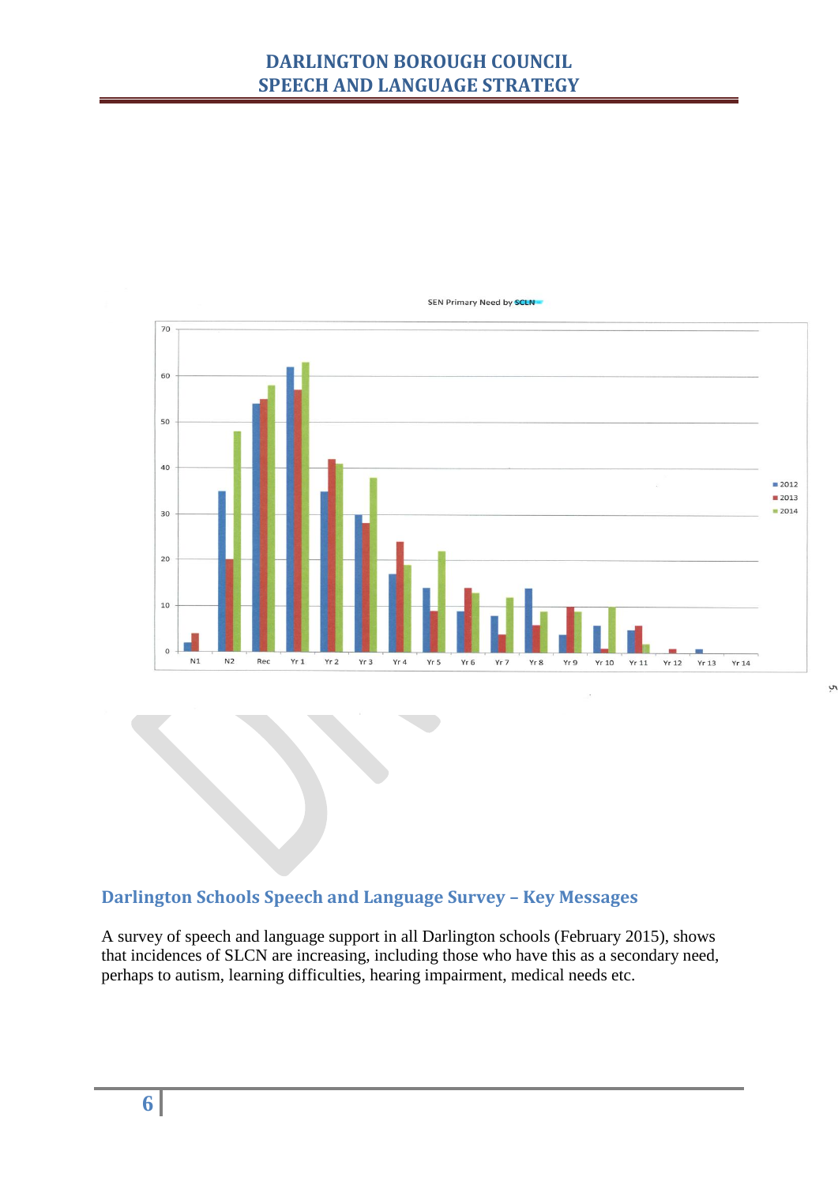SEN Primary Need by SCLN

## Darlington Schools Speech and Language Survey – Key Messages

A survey of speech and language support in all Darlington schools (February 2015), shows that incidences of SLCN are increasing, including those who have this as a secondary need, perhaps to autism, learning difficulties, hearing impairment, medical needs etc.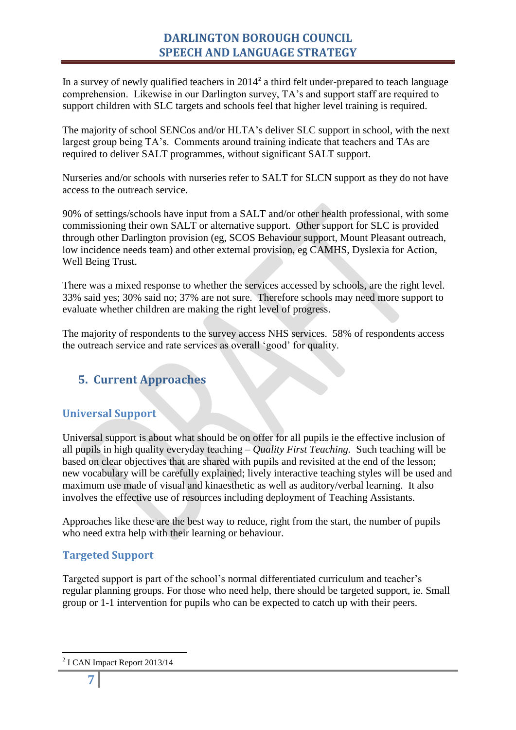In a survey of newly qualified teachers in 2014[2] a third felt under-prepared to teach language comprehension. Likewise in our Darlington survey, TA's and support staff are required to support children with SLC targets and schools feel that higher level training is required.

The majority of school SENCos and/or HLTA's deliver SLC support in school, with the next largest group being TA's. Comments around training indicate that teachers and TAs are required to deliver SALT programmes, without significant SALT support.

Nurseries and/or schools with nurseries refer to SALT for SLCN support as they do not have access to the outreach service.

90% of settings/schools have input from a SALT and/or other health professional, with some commissioning their own SALT or alternative support. Other support for SLC is provided through other Darlington provision (eg, SCOS Behaviour support, Mount Pleasant outreach, low incidence needs team) and other external provision, eg CAMHS, Dyslexia for Action, Well Being Trust.

There was a mixed response to whether the services accessed by schools, are the right level. 33% said yes; 30% said no; 37% are not sure. Therefore schools may need more support to evaluate whether children are making the right level of progress.

The majority of respondents to the survey access NHS services. 58% of respondents access the outreach service and rate services as overall 'good' for quality.

## 5. Current Approaches

### Universal Support

Universal support is about what should be on offer for all pupils ie the effective inclusion of all pupils in high quality everyday teaching – *Quality First Teaching.* Such teaching will be based on clear objectives that are shared with pupils and revisited at the end of the lesson; new vocabulary will be carefully explained; lively interactive teaching styles will be used and maximum use made of visual and kinaesthetic as well as auditory/verbal learning. It also involves the effective use of resources including deployment of Teaching Assistants.

Approaches like these are the best way to reduce, right from the start, the number of pupils who need extra help with their learning or behaviour.

### Targeted Support

Targeted support is part of the school's normal differentiated curriculum and teacher's regular planning groups. For those who need help, there should be targeted support, ie. Small group or 1-1 intervention for pupils who can be expected to catch up with their peers.

---

[2] I CAN Impact Report 2013/14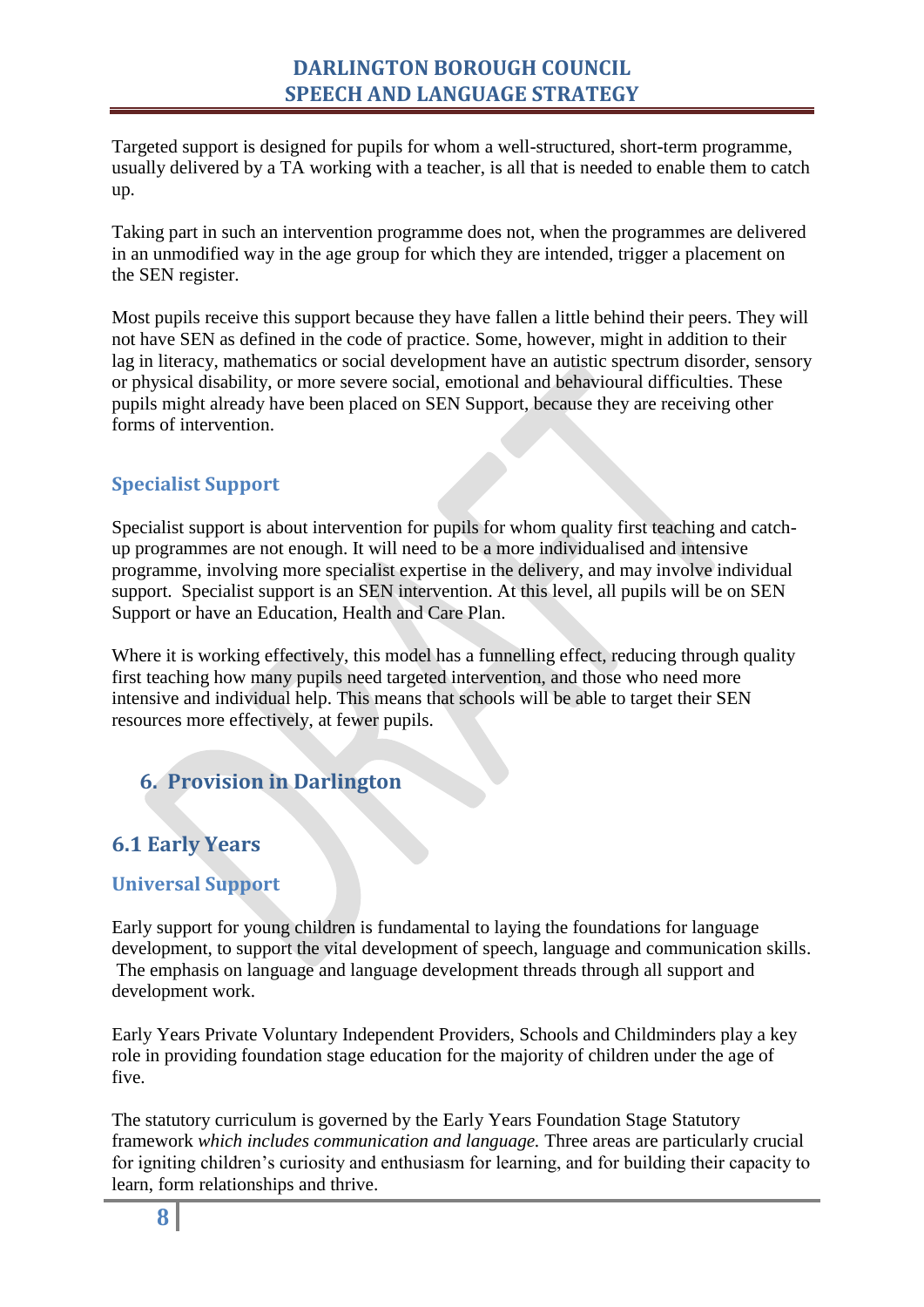Targeted support is designed for pupils for whom a well-structured, short-term programme, usually delivered by a TA working with a teacher, is all that is needed to enable them to catch up.

Taking part in such an intervention programme does not, when the programmes are delivered in an unmodified way in the age group for which they are intended, trigger a placement on the SEN register.

Most pupils receive this support because they have fallen a little behind their peers. They will not have SEN as defined in the code of practice. Some, however, might in addition to their lag in literacy, mathematics or social development have an autistic spectrum disorder, sensory or physical disability, or more severe social, emotional and behavioural difficulties. These pupils might already have been placed on SEN Support, because they are receiving other forms of intervention.

### Specialist Support

Specialist support is about intervention for pupils for whom quality first teaching and catch-up programmes are not enough. It will need to be a more individualised and intensive programme, involving more specialist expertise in the delivery, and may involve individual support. Specialist support is an SEN intervention. At this level, all pupils will be on SEN Support or have an Education, Health and Care Plan.

Where it is working effectively, this model has a funnelling effect, reducing through quality first teaching how many pupils need targeted intervention, and those who need more intensive and individual help. This means that schools will be able to target their SEN resources more effectively, at fewer pupils.

# 6. Provision in Darlington

## 6.1 Early Years

### Universal Support

Early support for young children is fundamental to laying the foundations for language development, to support the vital development of speech, language and communication skills. The emphasis on language and language development threads through all support and development work.

Early Years Private Voluntary Independent Providers, Schools and Childminders play a key role in providing foundation stage education for the majority of children under the age of five.

The statutory curriculum is governed by the Early Years Foundation Stage Statutory framework *which includes communication and language.* Three areas are particularly crucial for igniting children's curiosity and enthusiasm for learning, and for building their capacity to learn, form relationships and thrive.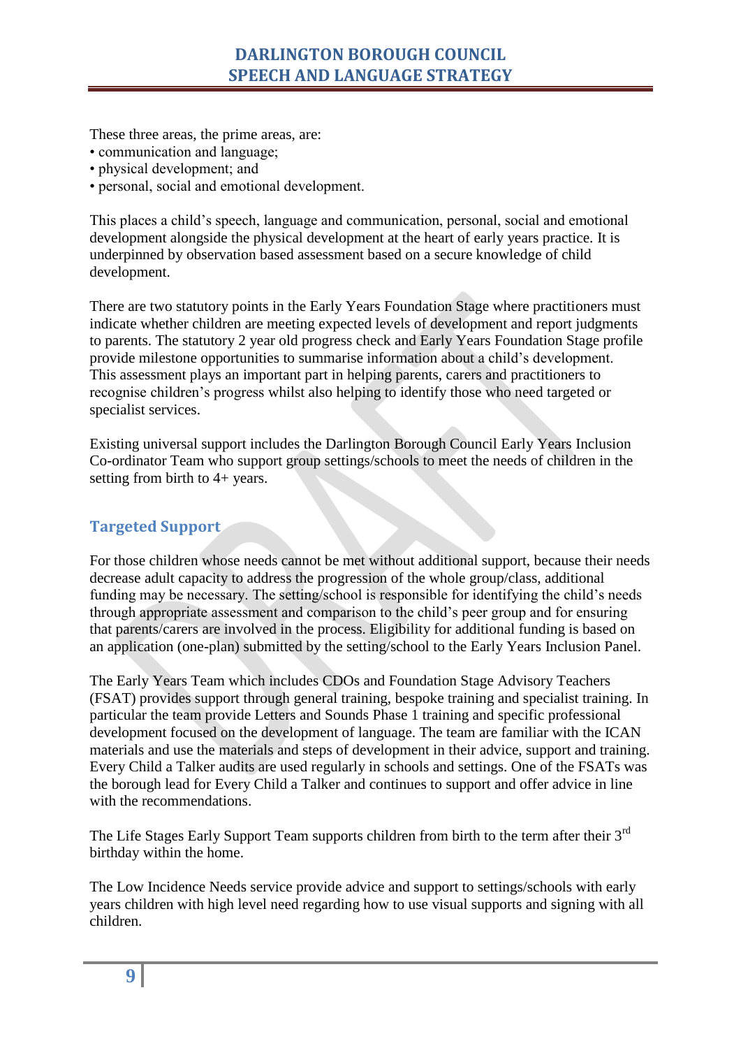These three areas, the prime areas, are:

- communication and language;
- physical development; and
- personal, social and emotional development.

This places a child's speech, language and communication, personal, social and emotional development alongside the physical development at the heart of early years practice. It is underpinned by observation based assessment based on a secure knowledge of child development.

There are two statutory points in the Early Years Foundation Stage where practitioners must indicate whether children are meeting expected levels of development and report judgments to parents. The statutory 2 year old progress check and Early Years Foundation Stage profile provide milestone opportunities to summarise information about a child's development. This assessment plays an important part in helping parents, carers and practitioners to recognise children's progress whilst also helping to identify those who need targeted or specialist services.

Existing universal support includes the Darlington Borough Council Early Years Inclusion Co-ordinator Team who support group settings/schools to meet the needs of children in the setting from birth to 4+ years.

## Targeted Support

For those children whose needs cannot be met without additional support, because their needs decrease adult capacity to address the progression of the whole group/class, additional funding may be necessary. The setting/school is responsible for identifying the child's needs through appropriate assessment and comparison to the child's peer group and for ensuring that parents/carers are involved in the process. Eligibility for additional funding is based on an application (one-plan) submitted by the setting/school to the Early Years Inclusion Panel.

The Early Years Team which includes CDOs and Foundation Stage Advisory Teachers (FSAT) provides support through general training, bespoke training and specialist training. In particular the team provide Letters and Sounds Phase 1 training and specific professional development focused on the development of language. The team are familiar with the ICAN materials and use the materials and steps of development in their advice, support and training. Every Child a Talker audits are used regularly in schools and settings. One of the FSATs was the borough lead for Every Child a Talker and continues to support and offer advice in line with the recommendations.

The Life Stages Early Support Team supports children from birth to the term after their 3rd birthday within the home.

The Low Incidence Needs service provide advice and support to settings/schools with early years children with high level need regarding how to use visual supports and signing with all children.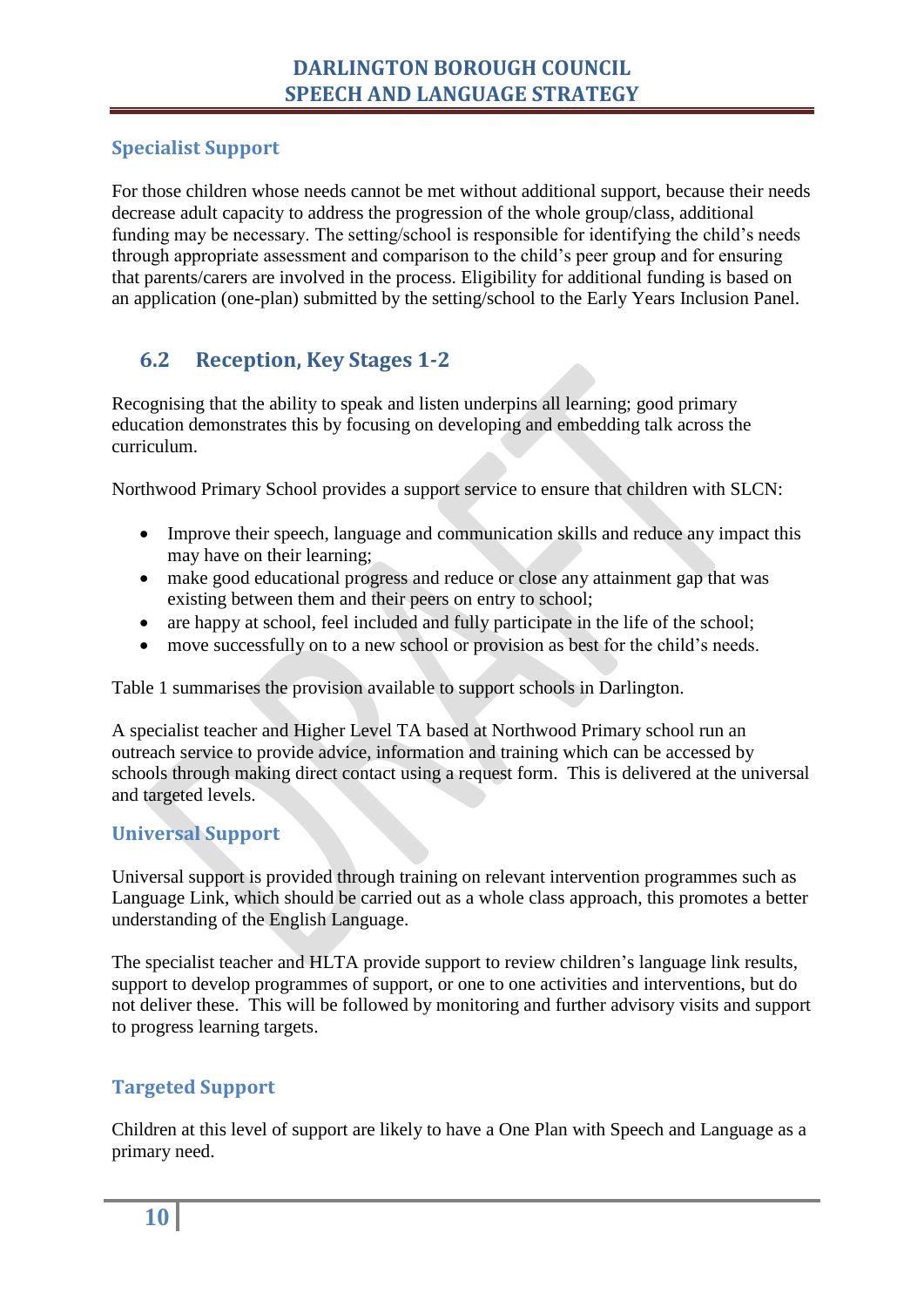### Specialist Support

For those children whose needs cannot be met without additional support, because their needs decrease adult capacity to address the progression of the whole group/class, additional funding may be necessary. The setting/school is responsible for identifying the child's needs through appropriate assessment and comparison to the child's peer group and for ensuring that parents/carers are involved in the process. Eligibility for additional funding is based on an application (one-plan) submitted by the setting/school to the Early Years Inclusion Panel.

## 6.2 Reception, Key Stages 1-2

Recognising that the ability to speak and listen underpins all learning; good primary education demonstrates this by focusing on developing and embedding talk across the curriculum.

Northwood Primary School provides a support service to ensure that children with SLCN:

- Improve their speech, language and communication skills and reduce any impact this may have on their learning;
- make good educational progress and reduce or close any attainment gap that was existing between them and their peers on entry to school;
- are happy at school, feel included and fully participate in the life of the school;
- move successfully on to a new school or provision as best for the child's needs.

Table 1 summarises the provision available to support schools in Darlington.

A specialist teacher and Higher Level TA based at Northwood Primary school run an outreach service to provide advice, information and training which can be accessed by schools through making direct contact using a request form. This is delivered at the universal and targeted levels.

### Universal Support

Universal support is provided through training on relevant intervention programmes such as Language Link, which should be carried out as a whole class approach, this promotes a better understanding of the English Language.

The specialist teacher and HLTA provide support to review children's language link results, support to develop programmes of support, or one to one activities and interventions, but do not deliver these. This will be followed by monitoring and further advisory visits and support to progress learning targets.

### Targeted Support

Children at this level of support are likely to have a One Plan with Speech and Language as a primary need.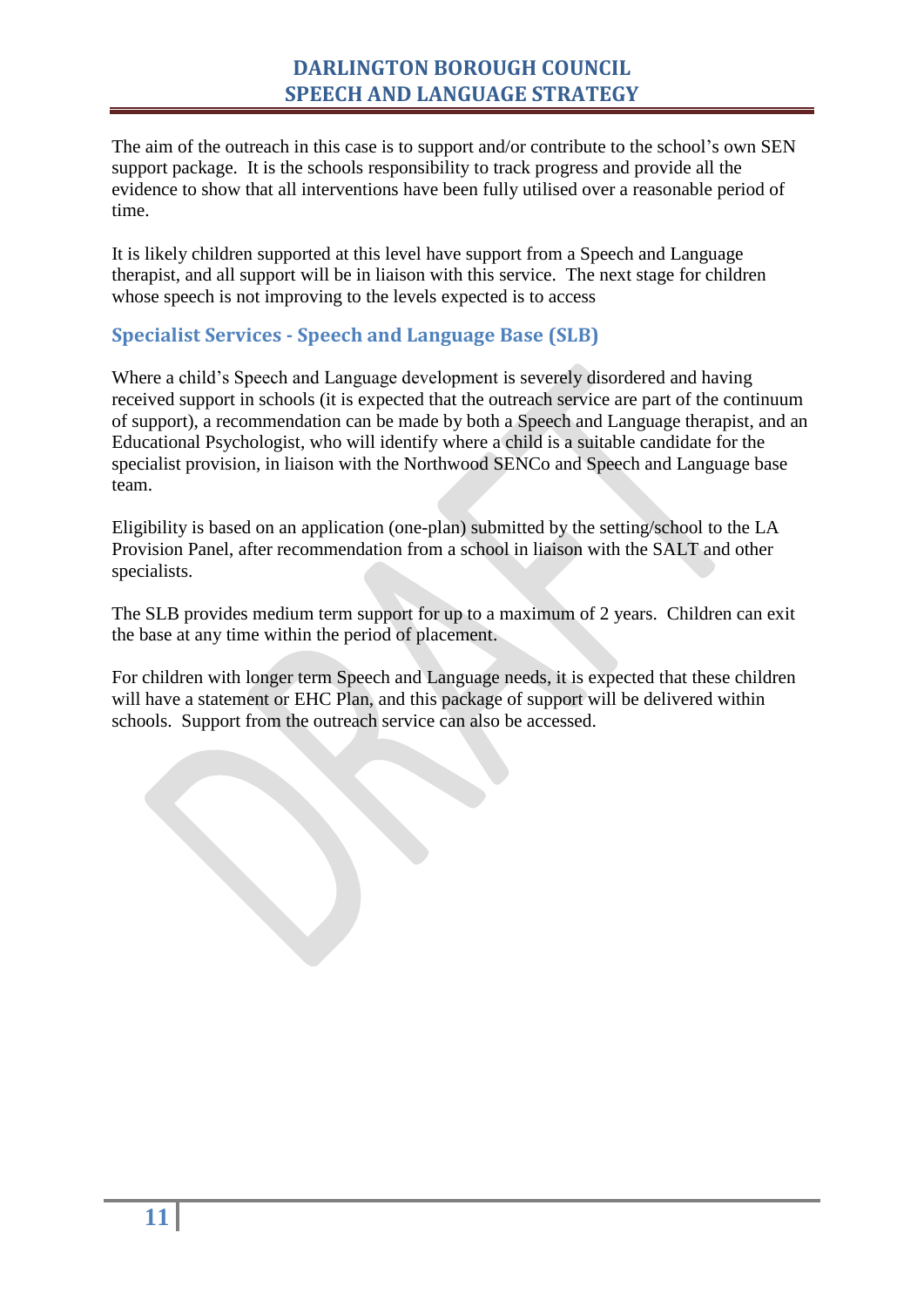The aim of the outreach in this case is to support and/or contribute to the school's own SEN support package. It is the schools responsibility to track progress and provide all the evidence to show that all interventions have been fully utilised over a reasonable period of time.

It is likely children supported at this level have support from a Speech and Language therapist, and all support will be in liaison with this service. The next stage for children whose speech is not improving to the levels expected is to access

## Specialist Services - Speech and Language Base (SLB)

Where a child's Speech and Language development is severely disordered and having received support in schools (it is expected that the outreach service are part of the continuum of support), a recommendation can be made by both a Speech and Language therapist, and an Educational Psychologist, who will identify where a child is a suitable candidate for the specialist provision, in liaison with the Northwood SENCo and Speech and Language base team.

Eligibility is based on an application (one-plan) submitted by the setting/school to the LA Provision Panel, after recommendation from a school in liaison with the SALT and other specialists.

The SLB provides medium term support for up to a maximum of 2 years. Children can exit the base at any time within the period of placement.

For children with longer term Speech and Language needs, it is expected that these children will have a statement or EHC Plan, and this package of support will be delivered within schools. Support from the outreach service can also be accessed.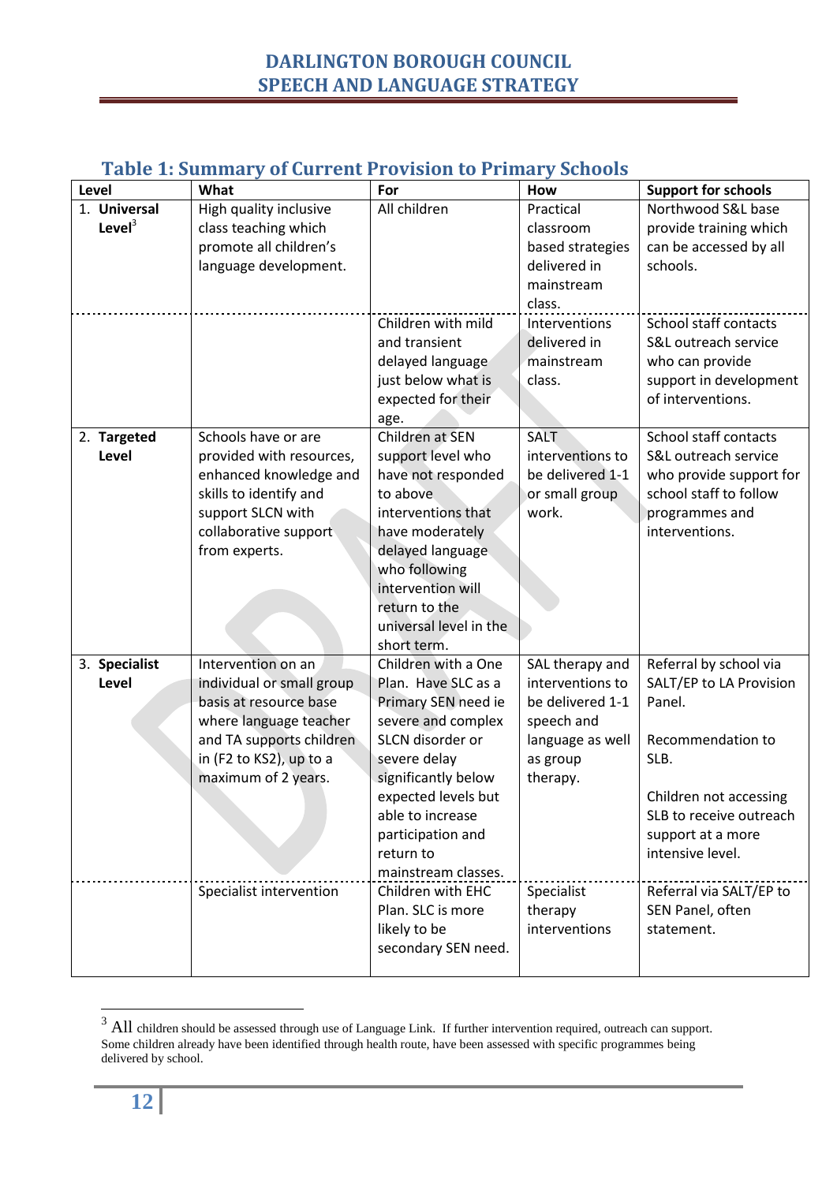## Table 1: Summary of Current Provision to Primary Schools

| Level | What | For | How | Support for schools |
|---|---|---|---|---|
| 1. **Universal Level**[3] | High quality inclusive class teaching which promote all children's language development. | All children | Practical classroom based strategies delivered in mainstream class. | Northwood S&L base provide training which can be accessed by all schools. |
| | | Children with mild and transient delayed language just below what is expected for their age. | Interventions delivered in mainstream class. | School staff contacts S&L outreach service who can provide support in development of interventions. |
| 2. **Targeted Level** | Schools have or are provided with resources, enhanced knowledge and skills to identify and support SLCN with collaborative support from experts. | Children at SEN support level who have not responded to above interventions that have moderately delayed language who following intervention will return to the universal level in the short term. | SALT interventions to be delivered 1-1 or small group work. | School staff contacts S&L outreach service who provide support for school staff to follow programmes and interventions. |
| 3. **Specialist Level** | Intervention on an individual or small group basis at resource base where language teacher and TA supports children in (F2 to KS2), up to a maximum of 2 years. | Children with a One Plan. Have SLC as a Primary SEN need ie severe and complex SLCN disorder or severe delay significantly below expected levels but able to increase participation and return to mainstream classes. | SAL therapy and interventions to be delivered 1-1 speech and language as well as group therapy. | Referral by school via SALT/EP to LA Provision Panel.<br><br>Recommendation to SLB.<br><br>Children not accessing SLB to receive outreach support at a more intensive level. |
| | Specialist intervention | Children with EHC Plan. SLC is more likely to be secondary SEN need. | Specialist therapy interventions | Referral via SALT/EP to SEN Panel, often statement. |

[3] All children should be assessed through use of Language Link. If further intervention required, outreach can support. Some children already have been identified through health route, have been assessed with specific programmes being delivered by school.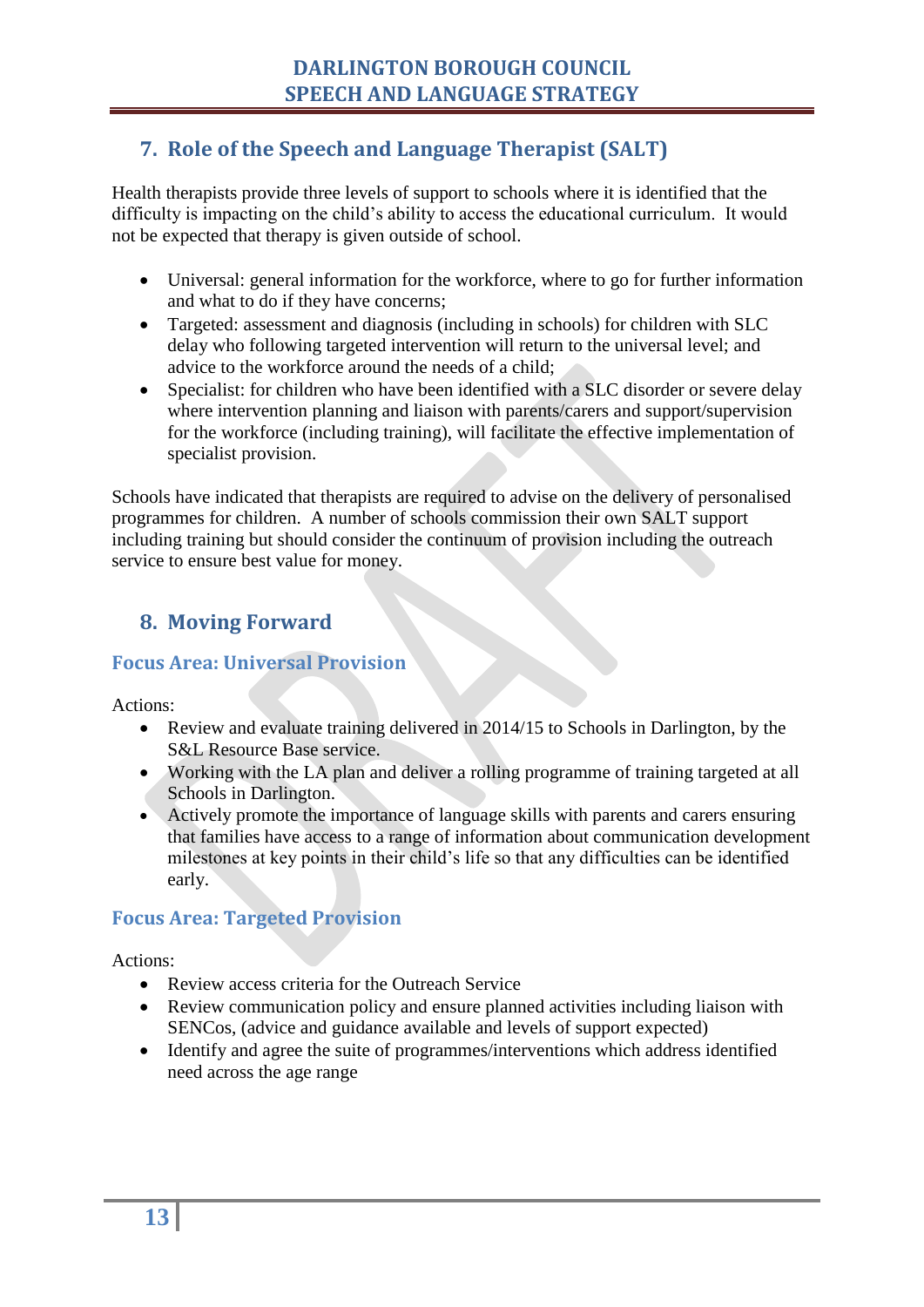## 7. Role of the Speech and Language Therapist (SALT)

Health therapists provide three levels of support to schools where it is identified that the difficulty is impacting on the child's ability to access the educational curriculum. It would not be expected that therapy is given outside of school.

- Universal: general information for the workforce, where to go for further information and what to do if they have concerns;
- Targeted: assessment and diagnosis (including in schools) for children with SLC delay who following targeted intervention will return to the universal level; and advice to the workforce around the needs of a child;
- Specialist: for children who have been identified with a SLC disorder or severe delay where intervention planning and liaison with parents/carers and support/supervision for the workforce (including training), will facilitate the effective implementation of specialist provision.

Schools have indicated that therapists are required to advise on the delivery of personalised programmes for children. A number of schools commission their own SALT support including training but should consider the continuum of provision including the outreach service to ensure best value for money.

## 8. Moving Forward

### Focus Area: Universal Provision

Actions:

- Review and evaluate training delivered in 2014/15 to Schools in Darlington, by the S&L Resource Base service.
- Working with the LA plan and deliver a rolling programme of training targeted at all Schools in Darlington.
- Actively promote the importance of language skills with parents and carers ensuring that families have access to a range of information about communication development milestones at key points in their child's life so that any difficulties can be identified early.

### Focus Area: Targeted Provision

Actions:

- Review access criteria for the Outreach Service
- Review communication policy and ensure planned activities including liaison with SENCos, (advice and guidance available and levels of support expected)
- Identify and agree the suite of programmes/interventions which address identified need across the age range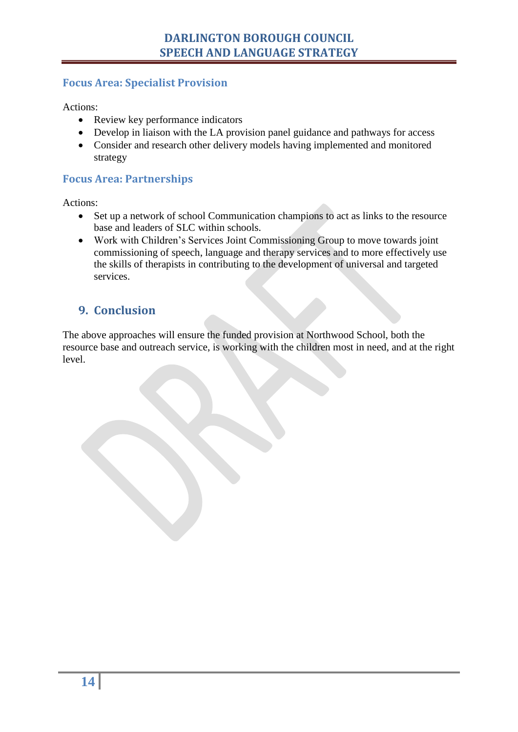### Focus Area: Specialist Provision

Actions:

- Review key performance indicators
- Develop in liaison with the LA provision panel guidance and pathways for access
- Consider and research other delivery models having implemented and monitored strategy

### Focus Area: Partnerships

Actions:

- Set up a network of school Communication champions to act as links to the resource base and leaders of SLC within schools.
- Work with Children's Services Joint Commissioning Group to move towards joint commissioning of speech, language and therapy services and to more effectively use the skills of therapists in contributing to the development of universal and targeted services.

## 9. Conclusion

The above approaches will ensure the funded provision at Northwood School, both the resource base and outreach service, is working with the children most in need, and at the right level.